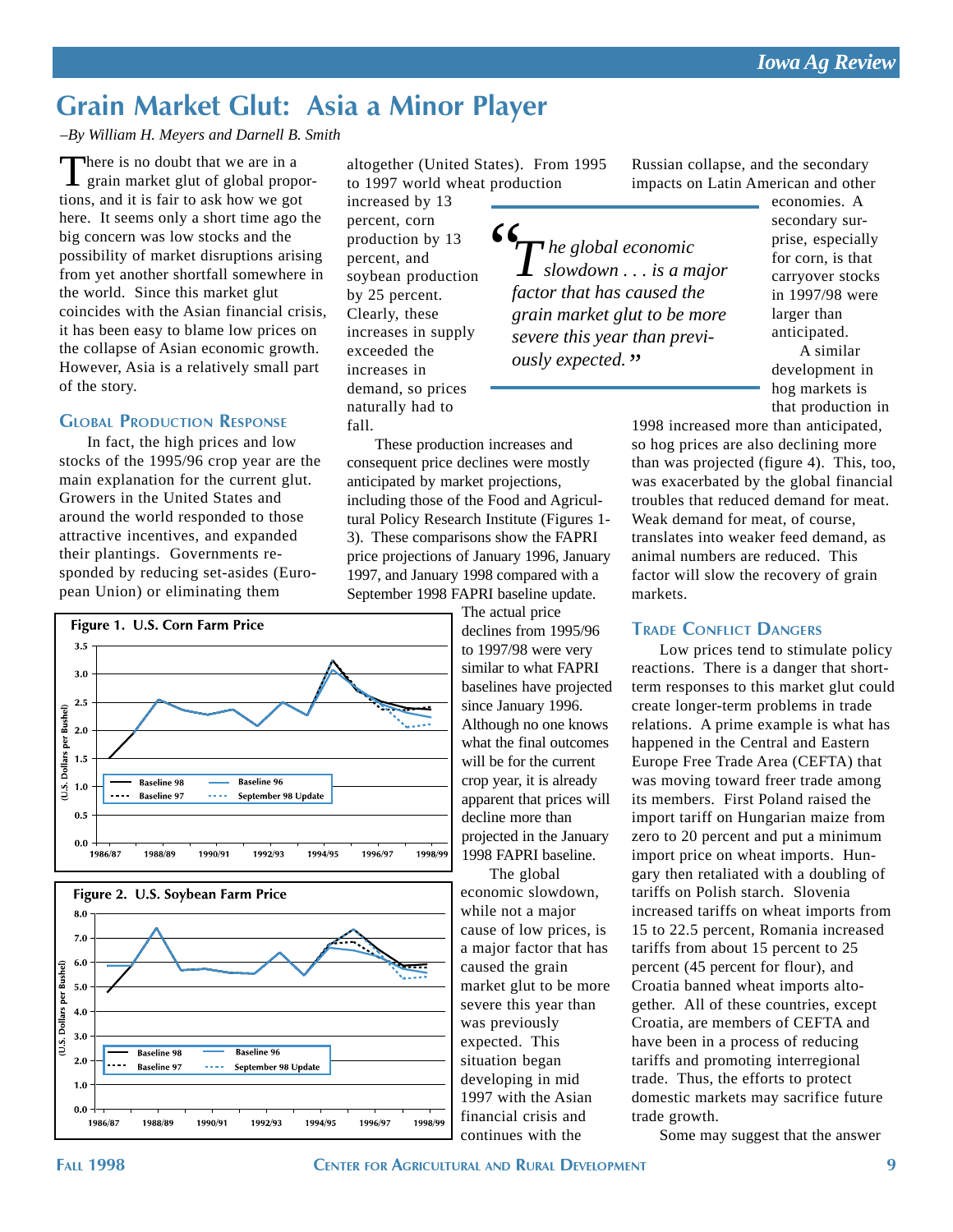# Grain Market Glut: Asia a Minor Player

*–By William H. Meyers and Darnell B. Smith*

There is no doubt that we are in a grain market glut of global proportions, and it is fair to ask how we got here. It seems only a short time ago the big concern was low stocks and the possibility of market disruptions arising from yet another shortfall somewhere in the world. Since this market glut coincides with the Asian financial crisis, it has been easy to blame low prices on the collapse of Asian economic growth. However, Asia is a relatively small part of the story.

## Global Production Response

In fact, the high prices and low stocks of the 1995/96 crop year are the main explanation for the current glut. Growers in the United States and around the world responded to those attractive incentives, and expanded their plantings. Governments responded by reducing set-asides (European Union) or eliminating them altogether (United States). From 1995 to 1997 world wheat production increased by 13 percent, corn production by 13 percent, and soybean production by 25 percent. Clearly, these increases in supply exceeded the increases in demand, so prices naturally had to fall.

> *"The global economic slowdown . . . is a major factor that has caused the grain market glut to be more severe this year than previously expected."*

These production increases and consequent price declines were mostly anticipated by market projections, including those of the Food and Agricultural Policy Research Institute (Figures 1-3). These comparisons show the FAPRI price projections of January 1996, January 1997, and January 1998 compared with a September 1998 FAPRI baseline update.

**Figure 1. U.S. Corn Farm Price** (U.S. Dollars per Bushel; 1986/87–1998/99; Baseline 98, Baseline 97, Baseline 96, September 98 Update)

**Figure 2. U.S. Soybean Farm Price** (U.S. Dollars per Bushel; 1986/87–1998/99; Baseline 98, Baseline 97, Baseline 96, September 98 Update)

The actual price declines from 1995/96 to 1997/98 were very similar to what FAPRI baselines have projected since January 1996. Although no one knows what the final outcomes will be for the current crop year, it is already apparent that prices will decline more than projected in the January 1998 FAPRI baseline.

The global economic slowdown, while not a major cause of low prices, is a major factor that has caused the grain market glut to be more severe this year than was previously expected. This situation began developing in mid 1997 with the Asian financial crisis and continues with the Russian collapse, and the secondary impacts on Latin American and other economies. A secondary surprise, especially for corn, is that carryover stocks in 1997/98 were larger than anticipated.

A similar development in hog markets is that production in 1998 increased more than anticipated, so hog prices are also declining more than was projected (figure 4). This, too, was exacerbated by the global financial troubles that reduced demand for meat. Weak demand for meat, of course, translates into weaker feed demand, as animal numbers are reduced. This factor will slow the recovery of grain markets.

## Trade Conflict Dangers

Low prices tend to stimulate policy reactions. There is a danger that short-term responses to this market glut could create longer-term problems in trade relations. A prime example is what has happened in the Central and Eastern Europe Free Trade Area (CEFTA) that was moving toward freer trade among its members. First Poland raised the import tariff on Hungarian maize from zero to 20 percent and put a minimum import price on wheat imports. Hungary then retaliated with a doubling of tariffs on Polish starch. Slovenia increased tariffs on wheat imports from 15 to 22.5 percent, Romania increased tariffs from about 15 percent to 25 percent (45 percent for flour), and Croatia banned wheat imports altogether. All of these countries, except Croatia, are members of CEFTA and have been in a process of reducing tariffs and promoting interregional trade. Thus, the efforts to protect domestic markets may sacrifice future trade growth.

Some may suggest that the answer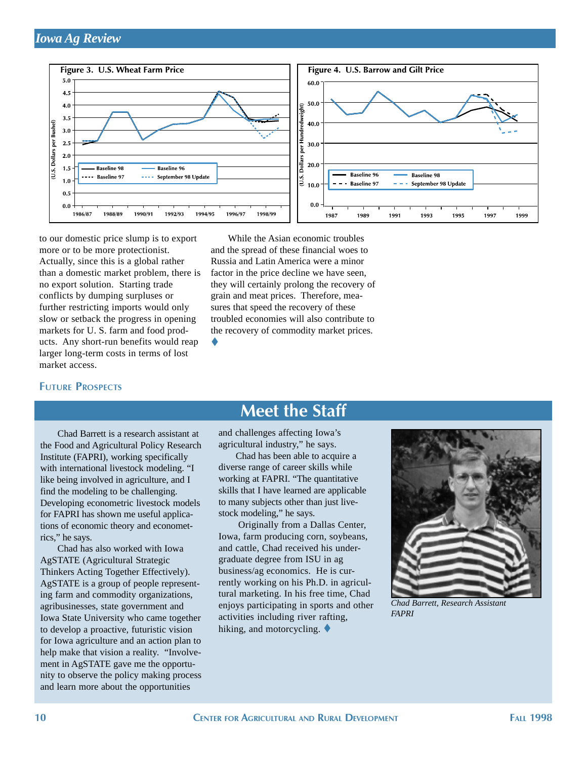**Figure 3. U.S. Wheat Farm Price**

(U.S. Dollars per Bushel)

5.0
4.5
4.0
3.5
3.0
2.5
2.0
1.5
1.0
0.5
0.0

1986/87 1988/89 1990/91 1992/93 1994/95 1996/97 1998/99

Baseline 98
Baseline 97
Baseline 96
September 98 Update

**Figure 4. U.S. Barrow and Gilt Price**

(U.S. Dollars per Hundredweight)

60.0
50.0
40.0
30.0
20.0
10.0
0.0

1987 1989 1991 1993 1995 1997 1999

Baseline 96
Baseline 97
Baseline 98
September 98 Update

to our domestic price slump is to export more or to be more protectionist. Actually, since this is a global rather than a domestic market problem, there is no export solution. Starting trade conflicts by dumping surpluses or further restricting imports would only slow or setback the progress in opening markets for U. S. farm and food products. Any short-run benefits would reap larger long-term costs in terms of lost market access.

### Future Prospects

While the Asian economic troubles and the spread of these financial woes to Russia and Latin America were a minor factor in the price decline we have seen, they will certainly prolong the recovery of grain and meat prices. Therefore, measures that speed the recovery of these troubled economies will also contribute to the recovery of commodity market prices. ♦

## Meet the Staff

Chad Barrett is a research assistant at the Food and Agricultural Policy Research Institute (FAPRI), working specifically with international livestock modeling. "I like being involved in agriculture, and I find the modeling to be challenging. Developing econometric livestock models for FAPRI has shown me useful applications of economic theory and econometrics," he says.

Chad has also worked with Iowa AgSTATE (Agricultural Strategic Thinkers Acting Together Effectively). AgSTATE is a group of people representing farm and commodity organizations, agribusinesses, state government and Iowa State University who came together to develop a proactive, futuristic vision for Iowa agriculture and an action plan to help make that vision a reality. "Involvement in AgSTATE gave me the opportunity to observe the policy making process and learn more about the opportunities and challenges affecting Iowa's agricultural industry," he says.

Chad has been able to acquire a diverse range of career skills while working at FAPRI. "The quantitative skills that I have learned are applicable to many subjects other than just livestock modeling," he says.

Originally from a Dallas Center, Iowa, farm producing corn, soybeans, and cattle, Chad received his undergraduate degree from ISU in ag business/ag economics. He is currently working on his Ph.D. in agricultural marketing. In his free time, Chad enjoys participating in sports and other activities including river rafting, hiking, and motorcycling. ♦

*Chad Barrett, Research Assistant FAPRI*